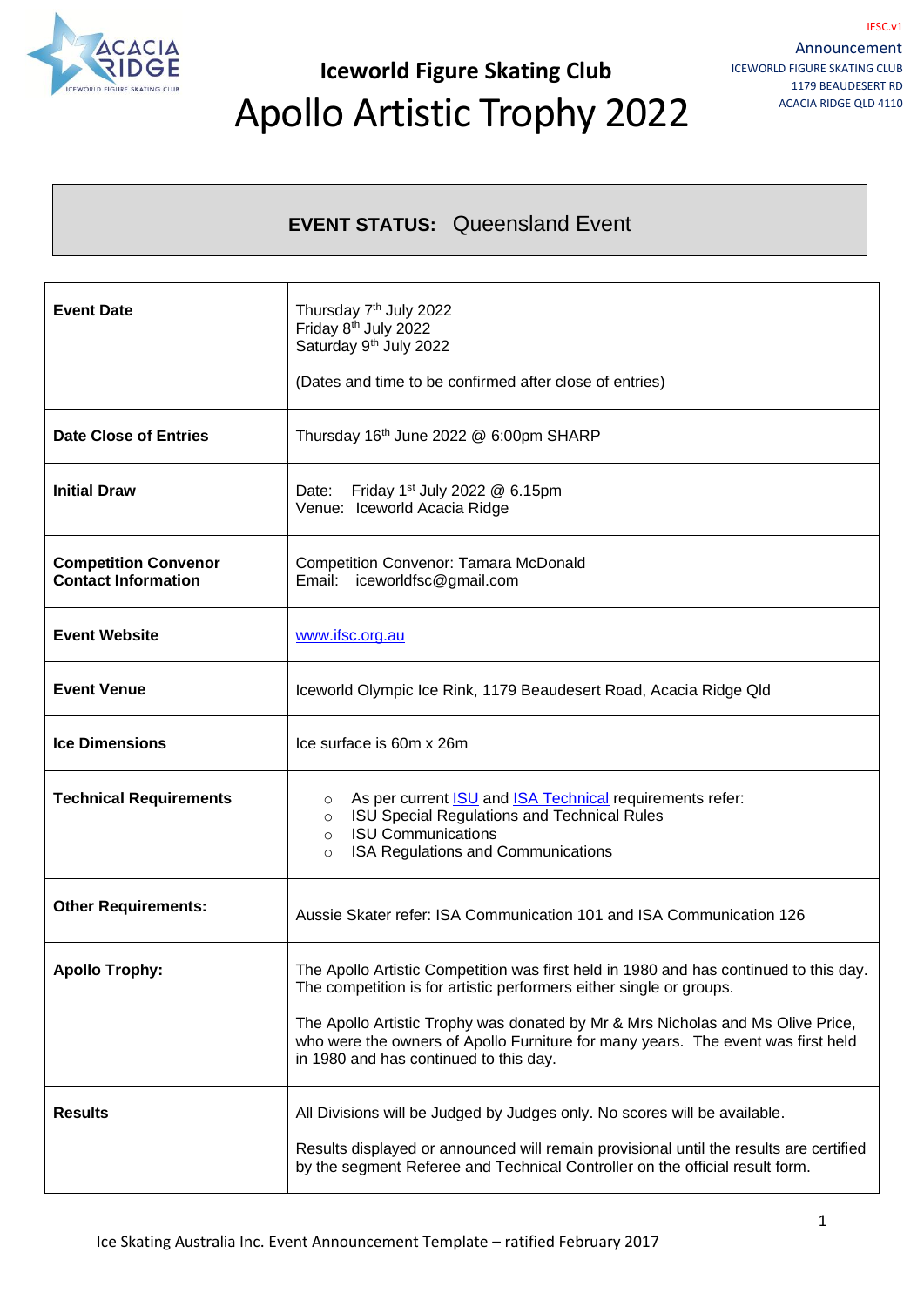IFSC.v1

Announcement
ICEWORLD FIGURE SKATING CLUB
1179 BEAUDESERT RD
ACACIA RIDGE QLD 4110

# Iceworld Figure Skating Club

# Apollo Artistic Trophy 2022

**EVENT STATUS:** Queensland Event

| | |
|---|---|
| **Event Date** | Thursday 7th July 2022<br>Friday 8th July 2022<br>Saturday 9th July 2022<br><br>(Dates and time to be confirmed after close of entries) |
| **Date Close of Entries** | Thursday 16th June 2022 @ 6:00pm SHARP |
| **Initial Draw** | Date: Friday 1st July 2022 @ 6.15pm<br>Venue: Iceworld Acacia Ridge |
| **Competition Convenor Contact Information** | Competition Convenor: Tamara McDonald<br>Email: iceworldfsc@gmail.com |
| **Event Website** | www.ifsc.org.au |
| **Event Venue** | Iceworld Olympic Ice Rink, 1179 Beaudesert Road, Acacia Ridge Qld |
| **Ice Dimensions** | Ice surface is 60m x 26m |
| **Technical Requirements** | ○ As per current ISU and ISA Technical requirements refer:<br>○ ISU Special Regulations and Technical Rules<br>○ ISU Communications<br>○ ISA Regulations and Communications |
| **Other Requirements:** | Aussie Skater refer: ISA Communication 101 and ISA Communication 126 |
| **Apollo Trophy:** | The Apollo Artistic Competition was first held in 1980 and has continued to this day. The competition is for artistic performers either single or groups.<br><br>The Apollo Artistic Trophy was donated by Mr & Mrs Nicholas and Ms Olive Price, who were the owners of Apollo Furniture for many years. The event was first held in 1980 and has continued to this day. |
| **Results** | All Divisions will be Judged by Judges only. No scores will be available.<br><br>Results displayed or announced will remain provisional until the results are certified by the segment Referee and Technical Controller on the official result form. |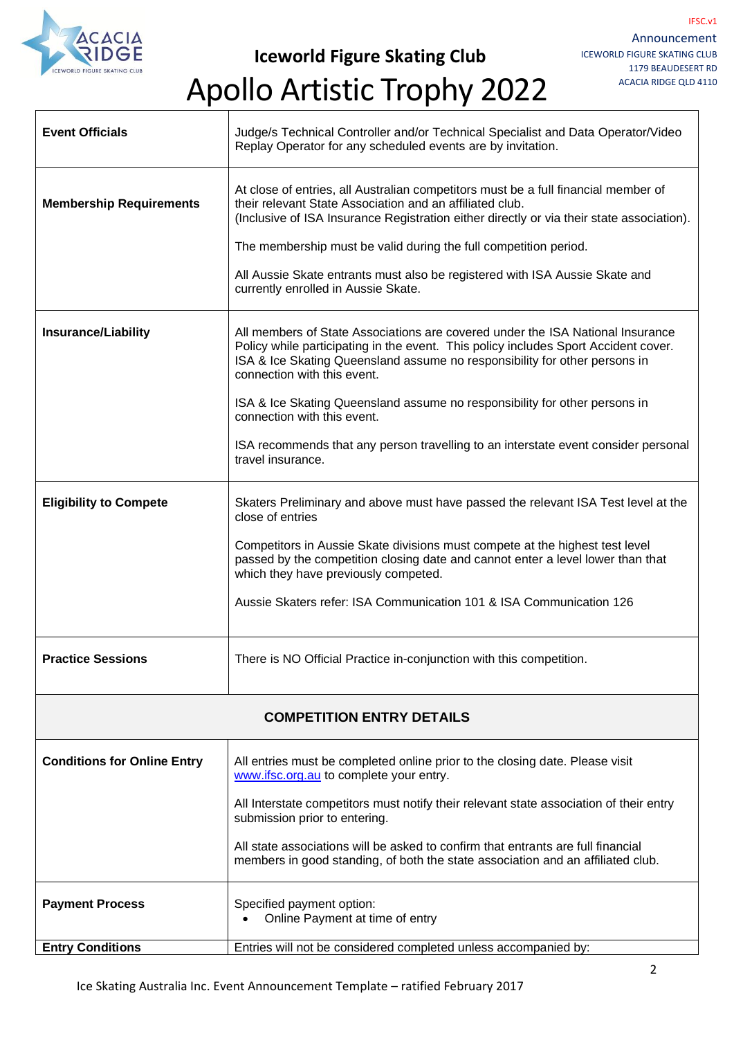| | |
|---|---|
| **Event Officials** | Judge/s Technical Controller and/or Technical Specialist and Data Operator/Video Replay Operator for any scheduled events are by invitation. |
| **Membership Requirements** | At close of entries, all Australian competitors must be a full financial member of their relevant State Association and an affiliated club.<br>(Inclusive of ISA Insurance Registration either directly or via their state association).<br><br>The membership must be valid during the full competition period.<br><br>All Aussie Skate entrants must also be registered with ISA Aussie Skate and currently enrolled in Aussie Skate. |
| **Insurance/Liability** | All members of State Associations are covered under the ISA National Insurance Policy while participating in the event. This policy includes Sport Accident cover. ISA & Ice Skating Queensland assume no responsibility for other persons in connection with this event.<br><br>ISA & Ice Skating Queensland assume no responsibility for other persons in connection with this event.<br><br>ISA recommends that any person travelling to an interstate event consider personal travel insurance. |
| **Eligibility to Compete** | Skaters Preliminary and above must have passed the relevant ISA Test level at the close of entries<br><br>Competitors in Aussie Skate divisions must compete at the highest test level passed by the competition closing date and cannot enter a level lower than that which they have previously competed.<br><br>Aussie Skaters refer: ISA Communication 101 & ISA Communication 126 |
| **Practice Sessions** | There is NO Official Practice in-conjunction with this competition. |
| **COMPETITION ENTRY DETAILS** | |
| **Conditions for Online Entry** | All entries must be completed online prior to the closing date. Please visit [www.ifsc.org.au](http://www.ifsc.org.au) to complete your entry.<br><br>All Interstate competitors must notify their relevant state association of their entry submission prior to entering.<br><br>All state associations will be asked to confirm that entrants are full financial members in good standing, of both the state association and an affiliated club. |
| **Payment Process** | Specified payment option:<br>• Online Payment at time of entry |
| **Entry Conditions** | Entries will not be considered completed unless accompanied by: |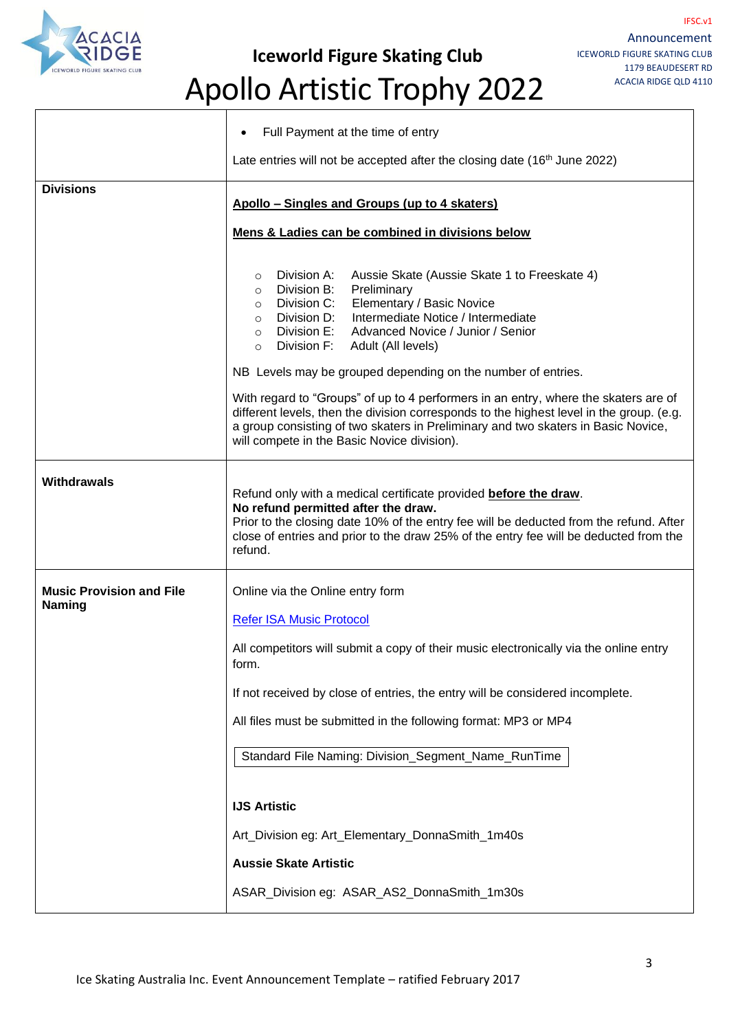# Iceworld Figure Skating Club

# Apollo Artistic Trophy 2022

| | |
|---|---|
| | • Full Payment at the time of entry<br><br>Late entries will not be accepted after the closing date (16th June 2022) |
| **Divisions** | **Apollo – Singles and Groups (up to 4 skaters)**<br><br>**Mens & Ladies can be combined in divisions below**<br><br>○ Division A: Aussie Skate (Aussie Skate 1 to Freeskate 4)<br>○ Division B: Preliminary<br>○ Division C: Elementary / Basic Novice<br>○ Division D: Intermediate Notice / Intermediate<br>○ Division E: Advanced Novice / Junior / Senior<br>○ Division F: Adult (All levels)<br><br>NB Levels may be grouped depending on the number of entries.<br><br>With regard to "Groups" of up to 4 performers in an entry, where the skaters are of different levels, then the division corresponds to the highest level in the group. (e.g. a group consisting of two skaters in Preliminary and two skaters in Basic Novice, will compete in the Basic Novice division). |
| **Withdrawals** | Refund only with a medical certificate provided **before the draw**.<br>**No refund permitted after the draw.**<br>Prior to the closing date 10% of the entry fee will be deducted from the refund. After close of entries and prior to the draw 25% of the entry fee will be deducted from the refund. |
| **Music Provision and File Naming** | Online via the Online entry form<br><br>Refer ISA Music Protocol<br><br>All competitors will submit a copy of their music electronically via the online entry form.<br><br>If not received by close of entries, the entry will be considered incomplete.<br><br>All files must be submitted in the following format: MP3 or MP4<br><br>Standard File Naming: Division_Segment_Name_RunTime<br><br>**IJS Artistic**<br><br>Art_Division eg: Art_Elementary_DonnaSmith_1m40s<br><br>**Aussie Skate Artistic**<br><br>ASAR_Division eg: ASAR_AS2_DonnaSmith_1m30s |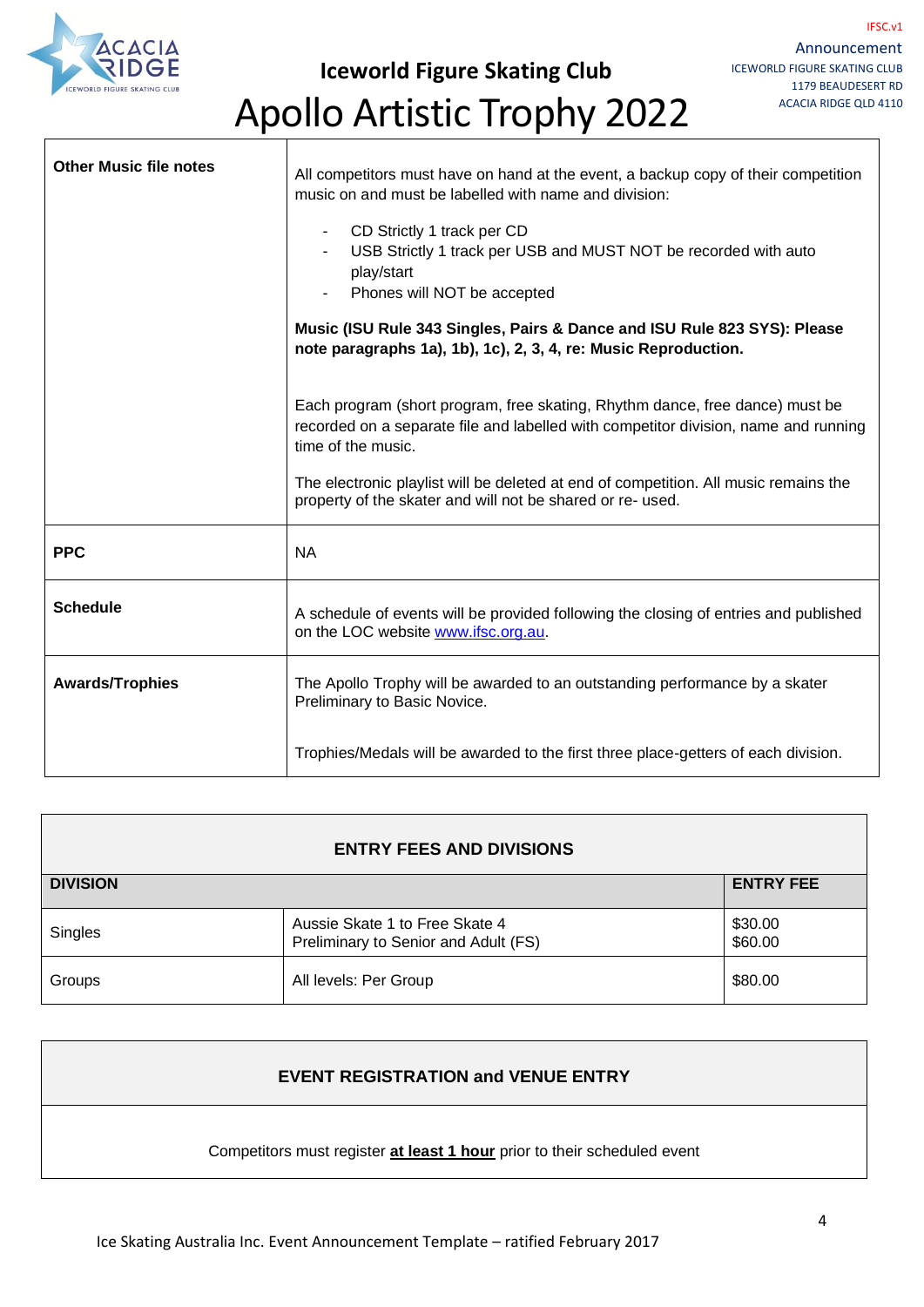# Iceworld Figure Skating Club

# Apollo Artistic Trophy 2022

| | |
|---|---|
| **Other Music file notes** | All competitors must have on hand at the event, a backup copy of their competition music on and must be labelled with name and division:<br>- CD Strictly 1 track per CD<br>- USB Strictly 1 track per USB and MUST NOT be recorded with auto play/start<br>- Phones will NOT be accepted<br><br>**Music (ISU Rule 343 Singles, Pairs & Dance and ISU Rule 823 SYS): Please note paragraphs 1a), 1b), 1c), 2, 3, 4, re: Music Reproduction.**<br><br>Each program (short program, free skating, Rhythm dance, free dance) must be recorded on a separate file and labelled with competitor division, name and running time of the music.<br><br>The electronic playlist will be deleted at end of competition. All music remains the property of the skater and will not be shared or re- used. |
| **PPC** | NA |
| **Schedule** | A schedule of events will be provided following the closing of entries and published on the LOC website www.ifsc.org.au. |
| **Awards/Trophies** | The Apollo Trophy will be awarded to an outstanding performance by a skater Preliminary to Basic Novice.<br><br>Trophies/Medals will be awarded to the first three place-getters of each division. |

**ENTRY FEES AND DIVISIONS**

| DIVISION | | ENTRY FEE |
|---|---|---|
| Singles | Aussie Skate 1 to Free Skate 4<br>Preliminary to Senior and Adult (FS) | $30.00<br>$60.00 |
| Groups | All levels: Per Group | $80.00 |

**EVENT REGISTRATION and VENUE ENTRY**

Competitors must register **at least 1 hour** prior to their scheduled event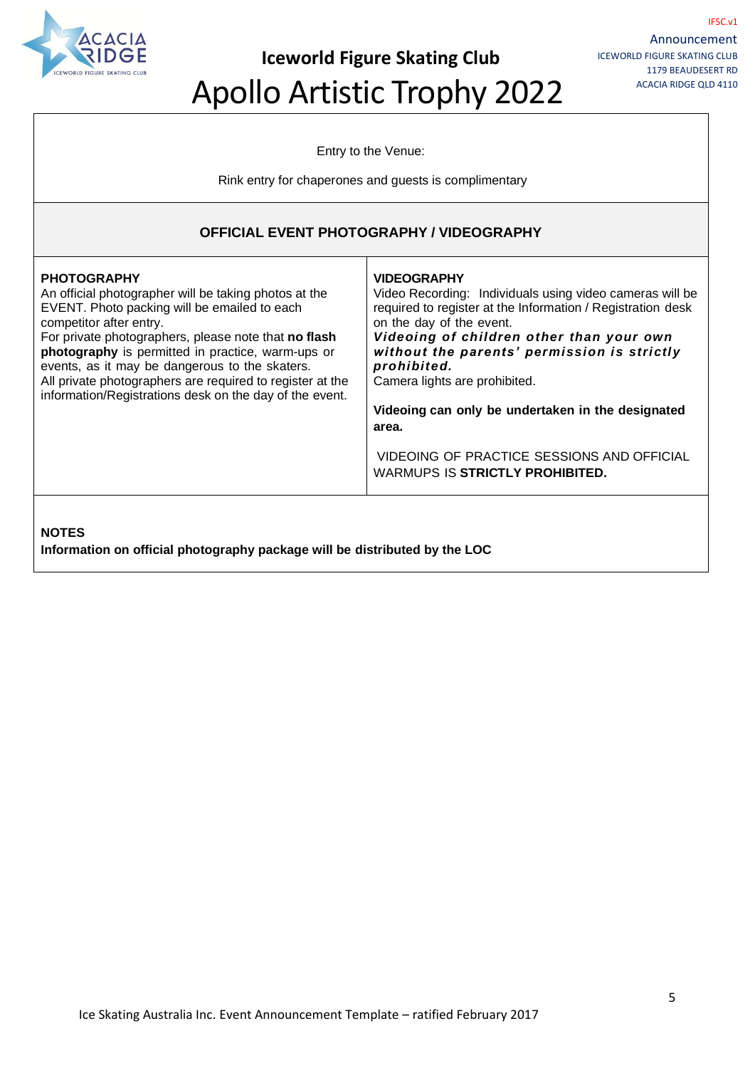Entry to the Venue:

Rink entry for chaperones and guests is complimentary

## OFFICIAL EVENT PHOTOGRAPHY / VIDEOGRAPHY

### PHOTOGRAPHY

An official photographer will be taking photos at the EVENT. Photo packing will be emailed to each competitor after entry.

For private photographers, please note that **no flash photography** is permitted in practice, warm-ups or events, as it may be dangerous to the skaters.

All private photographers are required to register at the information/Registrations desk on the day of the event.

### VIDEOGRAPHY

Video Recording: Individuals using video cameras will be required to register at the Information / Registration desk on the day of the event.

***Videoing of children other than your own without the parents' permission is strictly prohibited.***

Camera lights are prohibited.

**Videoing can only be undertaken in the designated area.**

VIDEOING OF PRACTICE SESSIONS AND OFFICIAL WARMUPS IS **STRICTLY PROHIBITED.**

### NOTES

**Information on official photography package will be distributed by the LOC**